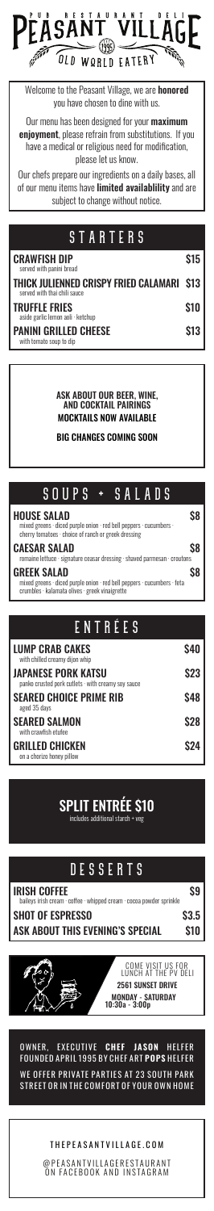# PEASANT VILLAGE

PUB · RESTAURANT · DELI

1995

OLD WORLD EATERY

Welcome to the Peasant Village, we are **honored** you have chosen to dine with us.

Our menu has been designed for your **maximum enjoyment**, please refrain from substitutions. If you have a medical or religious need for modification, please let us know.

Our chefs prepare our ingredients on a daily bases, all of our menu items have **limited availablility** and are subject to change without notice.

## STARTERS

**CRAWFISH DIP** — $15
served with panini bread

**THICK JULIENNED CRISPY FRIED CALAMARI** — $13
served with thai chili sauce

**TRUFFLE FRIES** — $10
aside garlic lemon aoli · ketchup

**PANINI GRILLED CHEESE** — $13
with tomato soup to dip

**ASK ABOUT OUR BEER, WINE, AND COCKTAIL PAIRINGS**

**MOCKTAILS NOW AVAILABLE**

**BIG CHANGES COMING SOON**

## SOUPS + SALADS

**HOUSE SALAD** — $8
mixed greens · diced purple onion · red bell peppers · cucumbers · cherry tomatoes · choice of ranch or greek dressing

**CAESAR SALAD** — $8
romaine lettuce · signature ceasar dressing · shaved parmesan · croutons

**GREEK SALAD** — $8
mixed greens · diced purple onion · red bell peppers · cucumbers · feta crumbles · kalamata olives · greek vinaigrette

## ENTRÉES

**LUMP CRAB CAKES** — $40
with chilled creamy dijon whip

**JAPANESE PORK KATSU** — $23
panko crusted pork cutlets · with creamy soy sauce

**SEARED CHOICE PRIME RIB** — $48
aged 35 days

**SEARED SALMON** — $28
with crawfish etufee

**GRILLED CHICKEN** — $24
on a chorizo honey pillow

## SPLIT ENTRÉE $10

includes additional starch + veg

## DESSERTS

**IRISH COFFEE** — $9
baileys irish cream · coffee · whipped cream · cocoa powder sprinkle

**SHOT OF ESPRESSO** — $3.5

**ASK ABOUT THIS EVENING'S SPECIAL** — $10

COME VISIT US FOR LUNCH AT THE PV DELI

**2561 SUNSET DRIVE**

**MONDAY - SATURDAY 10:30a - 3:00p**

OWNER, EXECUTIVE **CHEF JASON** HELFER FOUNDED APRIL 1995 BY CHEF ART **POPS** HELFER

WE OFFER PRIVATE PARTIES AT 23 SOUTH PARK STREET OR IN THE COMFORT OF YOUR OWN HOME

THEPEASANTVILLAGE.COM

@PEASANTVILLAGERESTAURANT ON FACEBOOK AND INSTAGRAM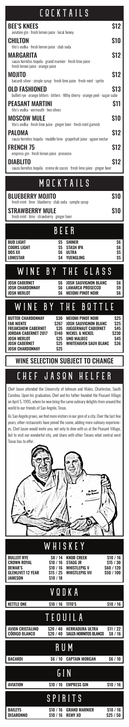# COCKTAILS

**BEE'S KNEES** **$12**
aviation gin · fresh lemon juice · local honey

**CHILTON** **$10**
tito's vodka · fresh lemon juice · club soda

**MARGARITA** **$12**
sauza hornitos tequila · grand marnier · fresh lime juice · fresh lemon juice · orange juice

**MOJITO** **$12**
bacardi silver · simple syrup · fresh lime juice · fresh mint · sprite

**OLD FASHIONED** **$13**
bulliet rye · orange bitters · bitters · filthy cherry · orange peel · sugar cube

**PEASANT MARTINI** **$11**
tito's vodka · vermouth · two olives

**MOSCOW MULE** **$10**
tito's vodka · fresh lime juice · ginger beer · fresh mint garnish

**PALOMA** **$12**
sauza hornitos tequila · muddle lime · grapefruit juice · agave nectar

**FRENCH 75** **$12**
empress gin · fresh lemon juice · prosecco

**DIABLITO** **$12**
sauza hornitos tequila · creme de cassis · fresh lime juice · ginger beer

# MOCKTAILS

**BLUEBERRY MOJITO** **$10**
fresh mint · lime · blueberry · club soda · symple syrup

**STRAWBERRY MULE** **$10**
fresh mint · lime · strawberry · ginger beer

# BEER

| | | | |
|---|---|---|---|
| BUD LIGHT | $5 | SHINER | $6 |
| COORS LIGHT | $5 | STASH IPA | $6 |
| DOS XX | $6 | ULTRA | $5 |
| LONESTAR | $4 | YUENGLING | $5 |

# WINE BY THE GLASS

| | | | |
|---|---|---|---|
| JOSH CABERNET | $6 | JOSH SAUVIGNON BLANC | $6 |
| JOSH CHARDONNAY | $6 | LAMARCA PROSECCO | $9 |
| JOSH MERLOT | $6 | MEIOMI PINOT NOIR | $6 |

# WINE BY THE BOTTLE

| | | | |
|---|---|---|---|
| BUTTER CHARDONNAY | $30 | MEIOMI PINOT NOIR | $25 |
| FAR NIENTE | $267 | JOSH SAUVIGNON BLANC | $25 |
| FREAKSHOW CABERNET | $35 | JUGGERNAUT CABERNET | $45 |
| JORDAN CABERNET 2017 | $140 | NICKEL & NICKEL | $230 |
| JOSH MERLOT | $25 | UNO MALBEC | $45 |
| JOSH CABERNET | $25 | WHITEHAVEN SAUV BLANC | $36 |
| JOSH CHARDONNAY | $25 | | |

**WINE SELECTION SUBJECT TO CHANGE**

# CHEF JASON HELFER

Chef Jason attended the University of Johnson and Wales, Charleston, South Carolina. Upon his graduation, Chef and his father founded the Peasant Village on April 5, 1995, where he now bring the same culinary delights from around the world to our friends of San Angelo, Texas.

As San Angelo grows, we find more visitors in our gem of a city. Over the last few years, other restaurants have joined the scene, adding more culinary experiences. Chef Jason would invite you, not only to dine with us at the Peasant Village, but to visit our wonderful city, and share with other Texans what central west Texas has to offer.

# WHISKEY

| | | | |
|---|---|---|---|
| BULLEIT RYE | $8 / 14 | KNOB CREEK | $10 / 16 |
| CROWN ROYAL | $10 / 16 | STAGG JR | $15 / 30 |
| DEWAR'S | $10 / 16 | WHISTLEPIG V | $60 / 120 |
| GLENLIVET 12 YEAR | $15 / 25 | WHISTLEPIG VII | $50 / 100 |
| JAMESON | $10 / 18 | | |

# VODKA

| | | | |
|---|---|---|---|
| KETTLE ONE | $10 / 16 | TITO'S | $10 / 16 |

# TEQUILA

| | | | |
|---|---|---|---|
| AVION CRISTALINO | $20 / 40 | HERRADURA ULTRA | $11 / 22 |
| CÓDIGO BLANCO | $20 / 40 | SAUZA HORNITOS BLANCO | $8 / 16 |

# RUM

| | | | |
|---|---|---|---|
| BACARDI | $6 / 10 | CAPTAIN MORGAN | $6 / 10 |

# GIN

| | | | |
|---|---|---|---|
| AVIATION | $10 / 16 | EMPRESS GIN | $10 / 16 |

# SPIRITS

| | | | |
|---|---|---|---|
| BAILEYS | $10 / 16 | GRAND MARNIER | $10 / 16 |
| DISARONNO | $10 / 16 | REMY XO | $25 / 50 |